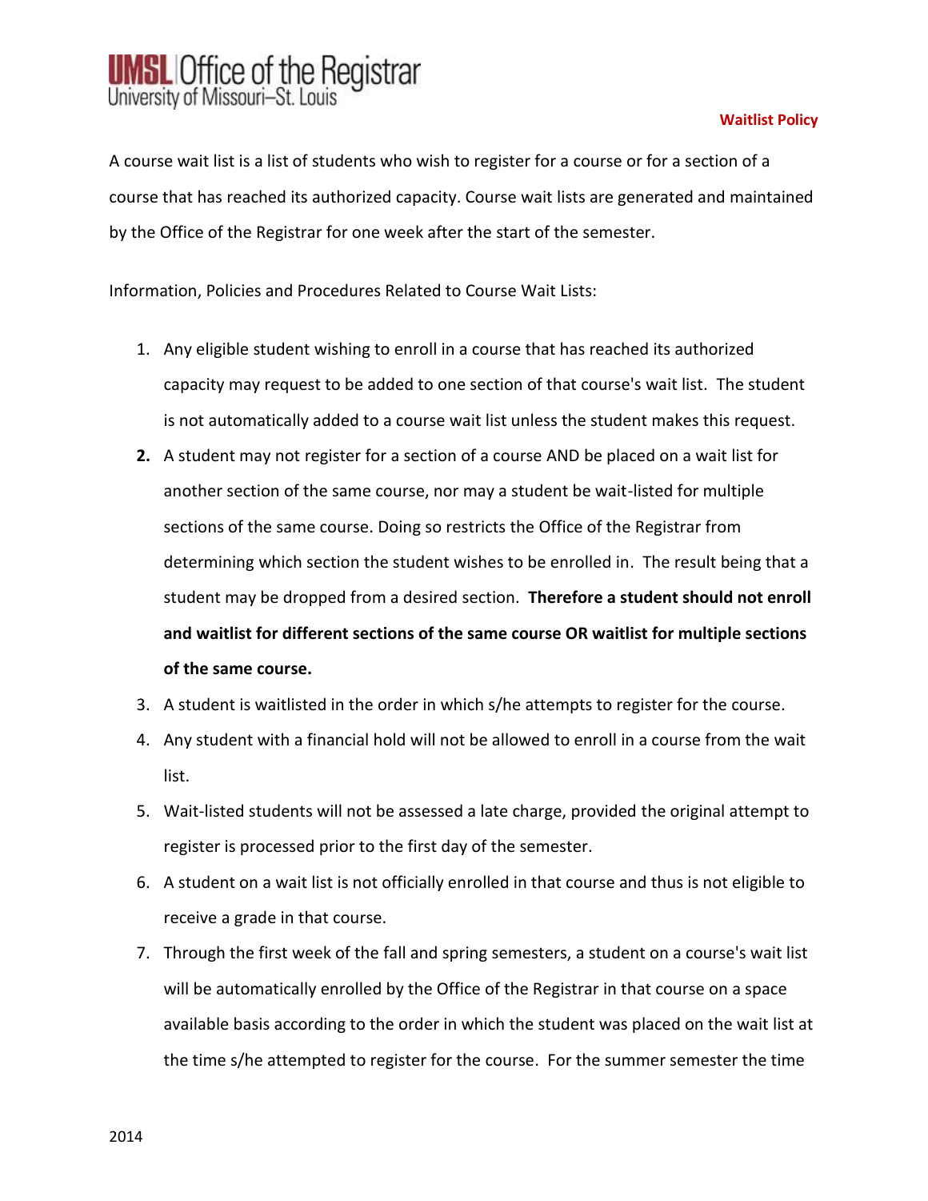# UMSL Office of the Registrar
University of Missouri–St. Louis

## Waitlist Policy

A course wait list is a list of students who wish to register for a course or for a section of a course that has reached its authorized capacity. Course wait lists are generated and maintained by the Office of the Registrar for one week after the start of the semester.

Information, Policies and Procedures Related to Course Wait Lists:

1. Any eligible student wishing to enroll in a course that has reached its authorized capacity may request to be added to one section of that course's wait list. The student is not automatically added to a course wait list unless the student makes this request.
2. A student may not register for a section of a course AND be placed on a wait list for another section of the same course, nor may a student be wait-listed for multiple sections of the same course. Doing so restricts the Office of the Registrar from determining which section the student wishes to be enrolled in. The result being that a student may be dropped from a desired section. **Therefore a student should not enroll and waitlist for different sections of the same course OR waitlist for multiple sections of the same course.**
3. A student is waitlisted in the order in which s/he attempts to register for the course.
4. Any student with a financial hold will not be allowed to enroll in a course from the wait list.
5. Wait-listed students will not be assessed a late charge, provided the original attempt to register is processed prior to the first day of the semester.
6. A student on a wait list is not officially enrolled in that course and thus is not eligible to receive a grade in that course.
7. Through the first week of the fall and spring semesters, a student on a course's wait list will be automatically enrolled by the Office of the Registrar in that course on a space available basis according to the order in which the student was placed on the wait list at the time s/he attempted to register for the course. For the summer semester the time

2014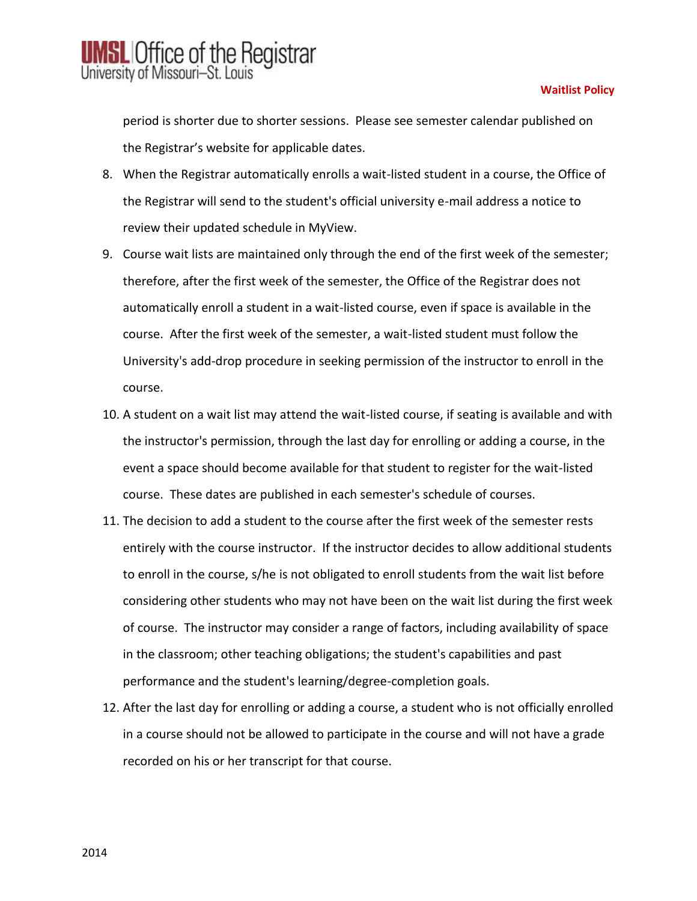period is shorter due to shorter sessions. Please see semester calendar published on the Registrar's website for applicable dates.

8. When the Registrar automatically enrolls a wait-listed student in a course, the Office of the Registrar will send to the student's official university e-mail address a notice to review their updated schedule in MyView.
9. Course wait lists are maintained only through the end of the first week of the semester; therefore, after the first week of the semester, the Office of the Registrar does not automatically enroll a student in a wait-listed course, even if space is available in the course. After the first week of the semester, a wait-listed student must follow the University's add-drop procedure in seeking permission of the instructor to enroll in the course.
10. A student on a wait list may attend the wait-listed course, if seating is available and with the instructor's permission, through the last day for enrolling or adding a course, in the event a space should become available for that student to register for the wait-listed course. These dates are published in each semester's schedule of courses.
11. The decision to add a student to the course after the first week of the semester rests entirely with the course instructor. If the instructor decides to allow additional students to enroll in the course, s/he is not obligated to enroll students from the wait list before considering other students who may not have been on the wait list during the first week of course. The instructor may consider a range of factors, including availability of space in the classroom; other teaching obligations; the student's capabilities and past performance and the student's learning/degree-completion goals.
12. After the last day for enrolling or adding a course, a student who is not officially enrolled in a course should not be allowed to participate in the course and will not have a grade recorded on his or her transcript for that course.